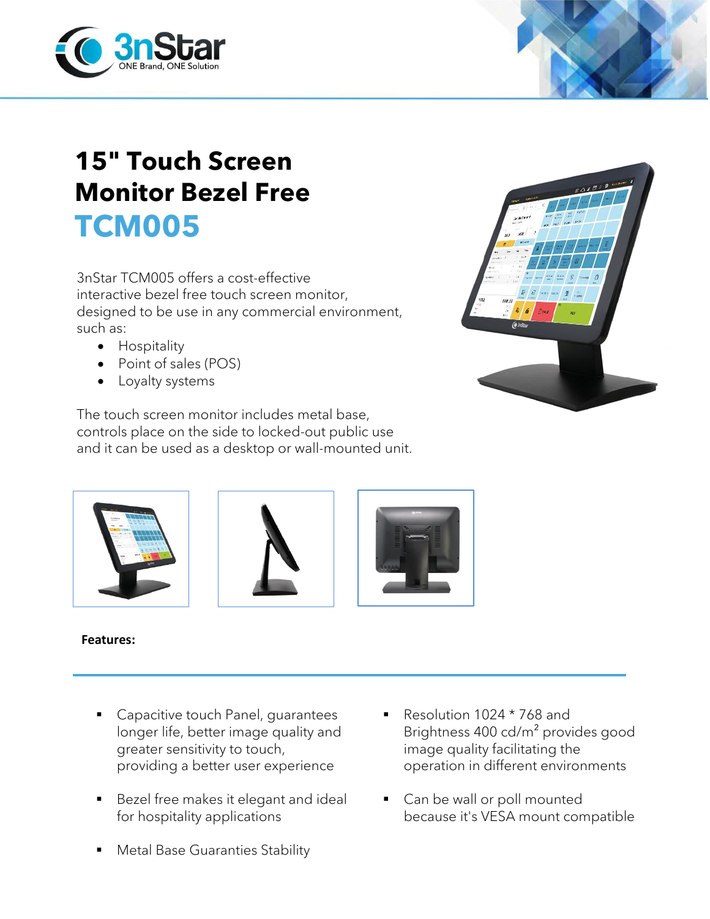3nStar
ONE Brand, ONE Solution

# 15" Touch Screen Monitor Bezel Free

# TCM005

3nStar TCM005 offers a cost-effective interactive bezel free touch screen monitor, designed to be use in any commercial environment, such as:

- Hospitality
- Point of sales (POS)
- Loyalty systems

The touch screen monitor includes metal base, controls place on the side to locked-out public use and it can be used as a desktop or wall-mounted unit.

**Features:**

- Capacitive touch Panel, guarantees longer life, better image quality and greater sensitivity to touch, providing a better user experience
- Bezel free makes it elegant and ideal for hospitality applications
- Metal Base Guaranties Stability
- Resolution 1024 * 768 and Brightness 400 cd/$m^2$ provides good image quality facilitating the operation in different environments
- Can be wall or poll mounted because it's VESA mount compatible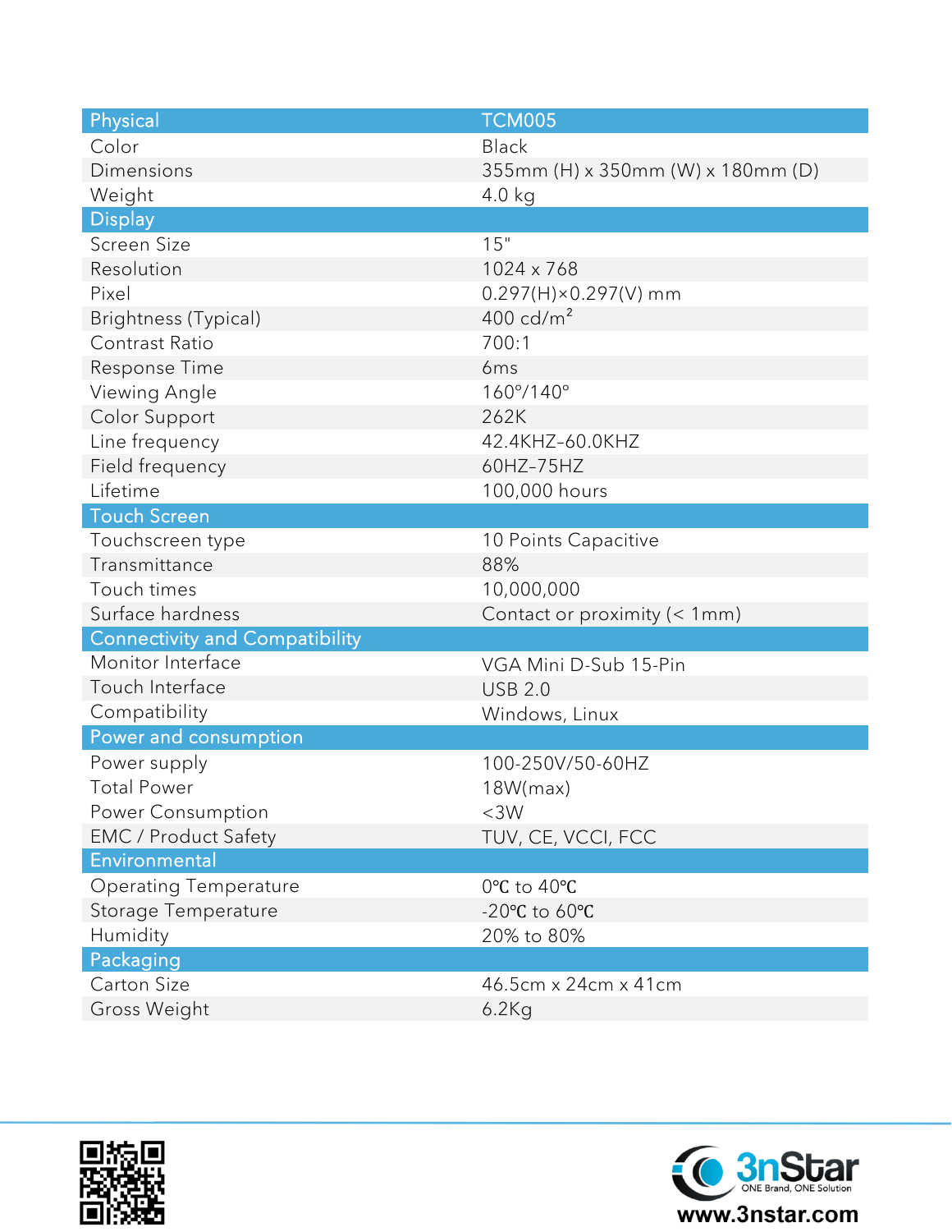| Physical | TCM005 |
| --- | --- |
| Color | Black |
| Dimensions | 355mm (H) x 350mm (W) x 180mm (D) |
| Weight | 4.0 kg |
| **Display** | |
| Screen Size | 15" |
| Resolution | 1024 x 768 |
| Pixel | 0.297(H)×0.297(V) mm |
| Brightness (Typical) | 400 cd/m² |
| Contrast Ratio | 700:1 |
| Response Time | 6ms |
| Viewing Angle | 160°/140° |
| Color Support | 262K |
| Line frequency | 42.4KHZ-60.0KHZ |
| Field frequency | 60HZ-75HZ |
| Lifetime | 100,000 hours |
| **Touch Screen** | |
| Touchscreen type | 10 Points Capacitive |
| Transmittance | 88% |
| Touch times | 10,000,000 |
| Surface hardness | Contact or proximity (< 1mm) |
| **Connectivity and Compatibility** | |
| Monitor Interface | VGA Mini D-Sub 15-Pin |
| Touch Interface | USB 2.0 |
| Compatibility | Windows, Linux |
| **Power and consumption** | |
| Power supply | 100-250V/50-60HZ |
| Total Power | 18W(max) |
| Power Consumption | <3W |
| EMC / Product Safety | TUV, CE, VCCI, FCC |
| **Environmental** | |
| Operating Temperature | 0℃ to 40℃ |
| Storage Temperature | -20℃ to 60℃ |
| Humidity | 20% to 80% |
| **Packaging** | |
| Carton Size | 46.5cm x 24cm x 41cm |
| Gross Weight | 6.2Kg |

3nStar
ONE Brand, ONE Solution
www.3nstar.com